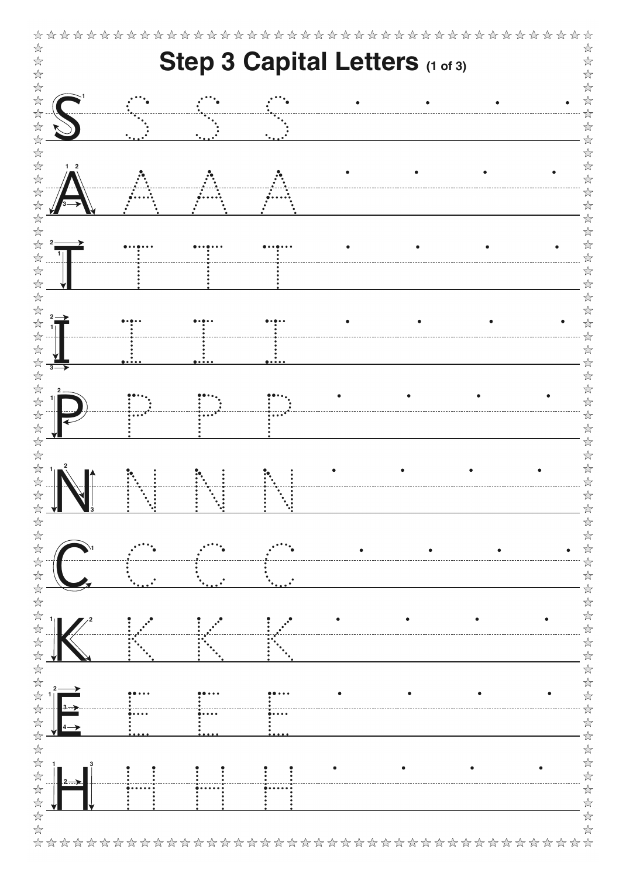# Step 3 Capital Letters (1 of 3)

S S S S

A A A A

T T T T

I I I I

P P P P

N N N N

C C C C

K K K K

E E E E

H H H H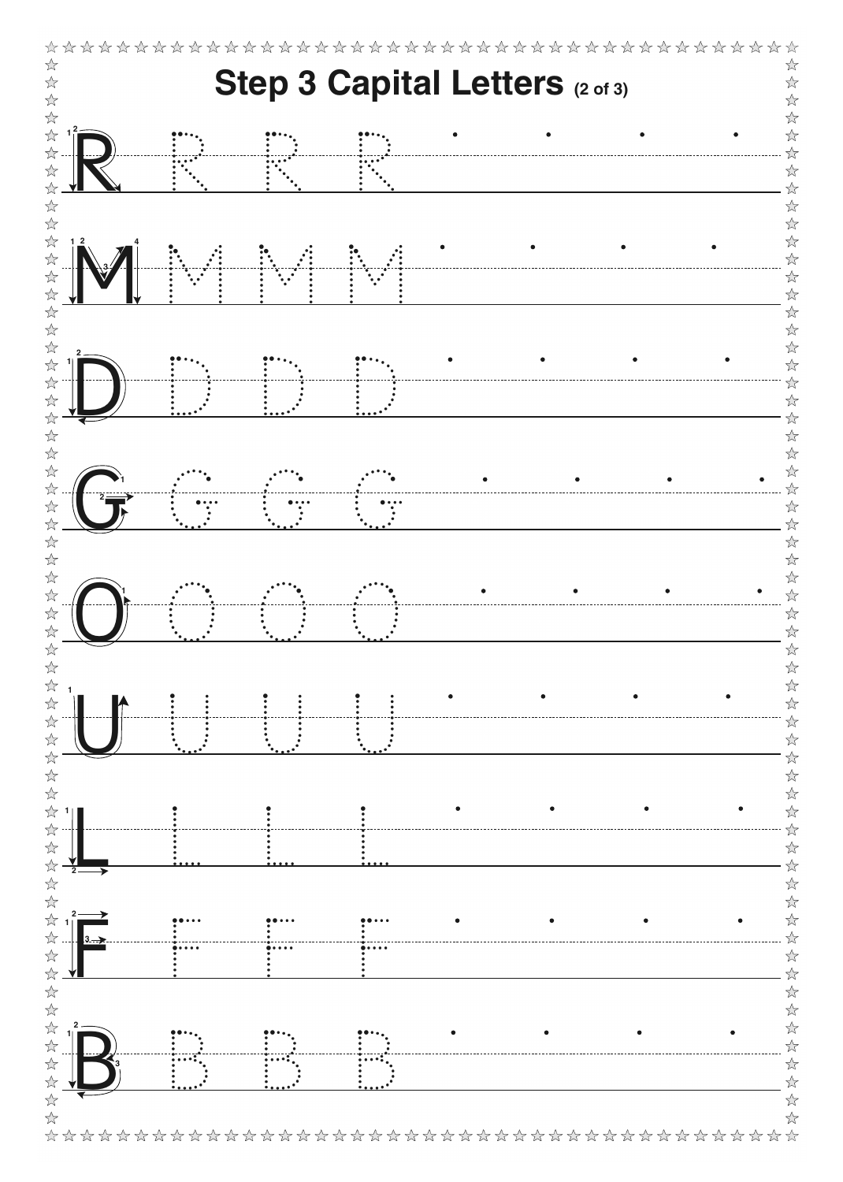# Step 3 Capital Letters (2 of 3)

R R R R

M M M M

D D D D

G G G G

O O O O

U U U U

L L L L

F F F F

B B B B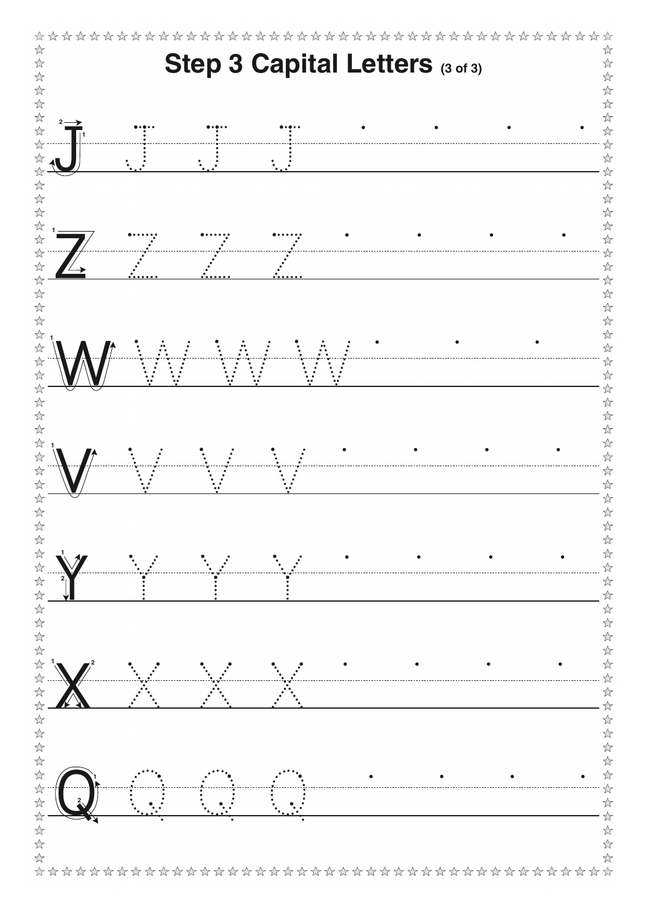# Step 3 Capital Letters (3 of 3)

J J J J

Z Z Z Z

W W W W

V V V V

Y Y Y Y

X X X X

Q Q Q Q